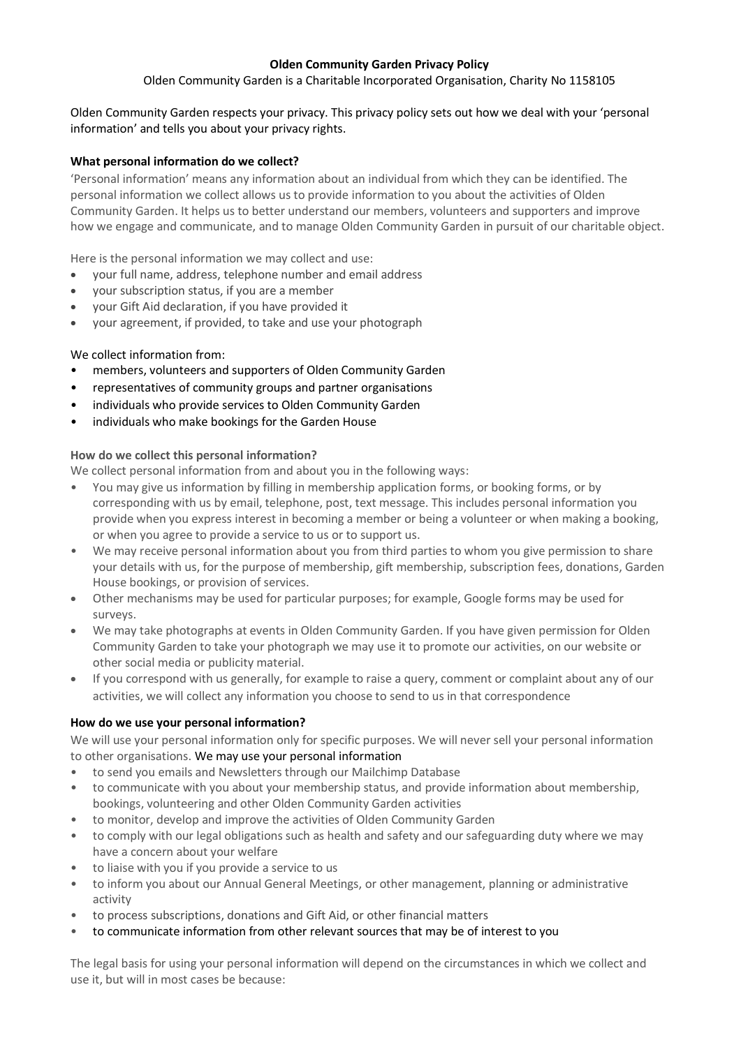# Olden Community Garden Privacy Policy

Olden Community Garden is a Charitable Incorporated Organisation, Charity No 1158105

Olden Community Garden respects your privacy. This privacy policy sets out how we deal with your 'personal information' and tells you about your privacy rights.

### What personal information do we collect?

'Personal information' means any information about an individual from which they can be identified. The personal information we collect allows us to provide information to you about the activities of Olden Community Garden. It helps us to better understand our members, volunteers and supporters and improve how we engage and communicate, and to manage Olden Community Garden in pursuit of our charitable object.

Here is the personal information we may collect and use:

- your full name, address, telephone number and email address
- your subscription status, if you are a member
- your Gift Aid declaration, if you have provided it
- your agreement, if provided, to take and use your photograph

We collect information from:

- members, volunteers and supporters of Olden Community Garden
- representatives of community groups and partner organisations
- individuals who provide services to Olden Community Garden
- individuals who make bookings for the Garden House

### How do we collect this personal information?

We collect personal information from and about you in the following ways:

- You may give us information by filling in membership application forms, or booking forms, or by corresponding with us by email, telephone, post, text message. This includes personal information you provide when you express interest in becoming a member or being a volunteer or when making a booking, or when you agree to provide a service to us or to support us.
- We may receive personal information about you from third parties to whom you give permission to share your details with us, for the purpose of membership, gift membership, subscription fees, donations, Garden House bookings, or provision of services.
- Other mechanisms may be used for particular purposes; for example, Google forms may be used for surveys.
- We may take photographs at events in Olden Community Garden. If you have given permission for Olden Community Garden to take your photograph we may use it to promote our activities, on our website or other social media or publicity material.
- If you correspond with us generally, for example to raise a query, comment or complaint about any of our activities, we will collect any information you choose to send to us in that correspondence

### How do we use your personal information?

We will use your personal information only for specific purposes. We will never sell your personal information to other organisations. We may use your personal information

- to send you emails and Newsletters through our Mailchimp Database
- to communicate with you about your membership status, and provide information about membership, bookings, volunteering and other Olden Community Garden activities
- to monitor, develop and improve the activities of Olden Community Garden
- to comply with our legal obligations such as health and safety and our safeguarding duty where we may have a concern about your welfare
- to liaise with you if you provide a service to us
- to inform you about our Annual General Meetings, or other management, planning or administrative activity
- to process subscriptions, donations and Gift Aid, or other financial matters
- to communicate information from other relevant sources that may be of interest to you

The legal basis for using your personal information will depend on the circumstances in which we collect and use it, but will in most cases be because: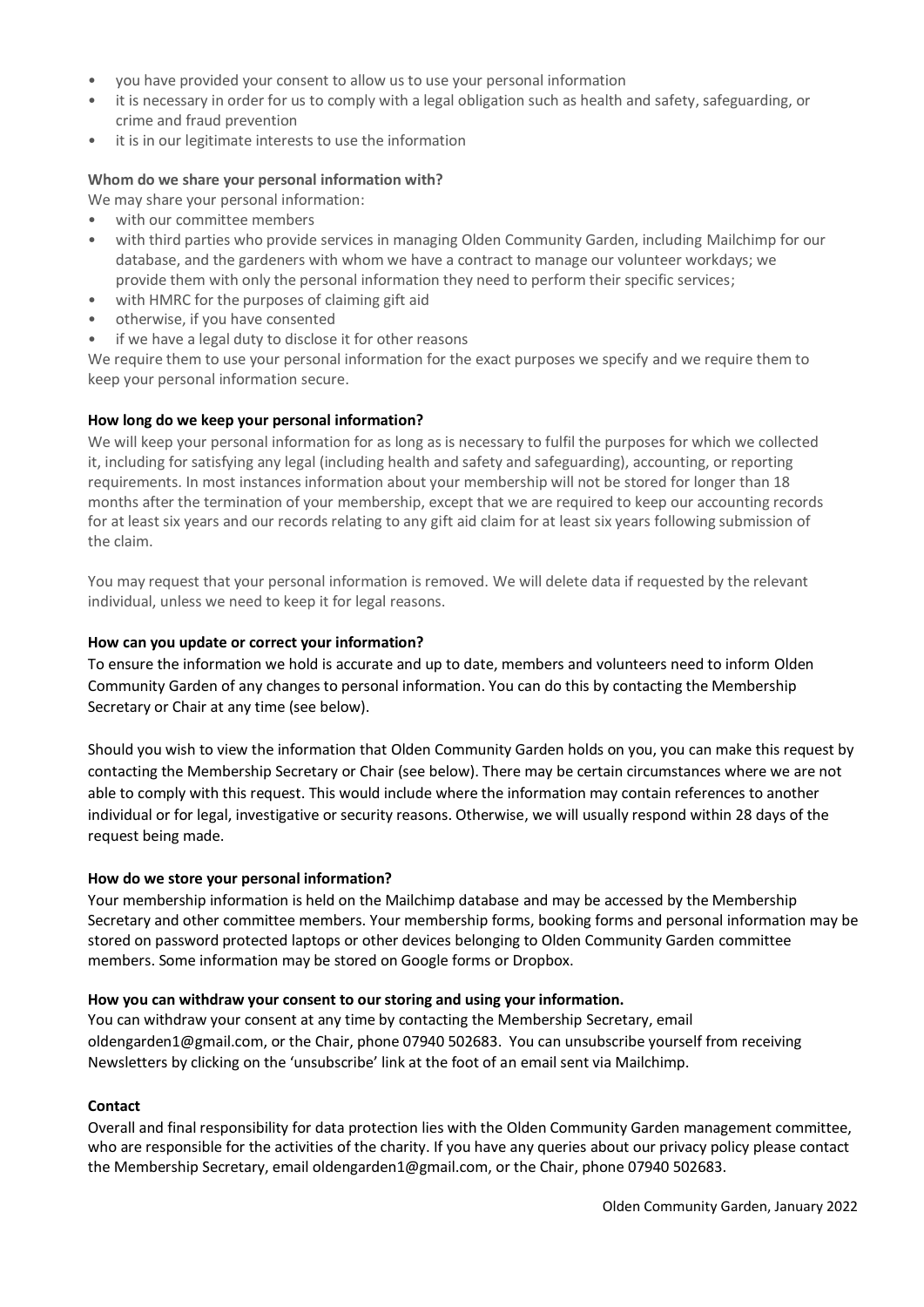- you have provided your consent to allow us to use your personal information
- it is necessary in order for us to comply with a legal obligation such as health and safety, safeguarding, or crime and fraud prevention
- it is in our legitimate interests to use the information

**Whom do we share your personal information with?**

We may share your personal information:

- with our committee members
- with third parties who provide services in managing Olden Community Garden, including Mailchimp for our database, and the gardeners with whom we have a contract to manage our volunteer workdays; we provide them with only the personal information they need to perform their specific services;
- with HMRC for the purposes of claiming gift aid
- otherwise, if you have consented
- if we have a legal duty to disclose it for other reasons

We require them to use your personal information for the exact purposes we specify and we require them to keep your personal information secure.

**How long do we keep your personal information?**

We will keep your personal information for as long as is necessary to fulfil the purposes for which we collected it, including for satisfying any legal (including health and safety and safeguarding), accounting, or reporting requirements. In most instances information about your membership will not be stored for longer than 18 months after the termination of your membership, except that we are required to keep our accounting records for at least six years and our records relating to any gift aid claim for at least six years following submission of the claim.

You may request that your personal information is removed. We will delete data if requested by the relevant individual, unless we need to keep it for legal reasons.

**How can you update or correct your information?**

To ensure the information we hold is accurate and up to date, members and volunteers need to inform Olden Community Garden of any changes to personal information. You can do this by contacting the Membership Secretary or Chair at any time (see below).

Should you wish to view the information that Olden Community Garden holds on you, you can make this request by contacting the Membership Secretary or Chair (see below). There may be certain circumstances where we are not able to comply with this request. This would include where the information may contain references to another individual or for legal, investigative or security reasons. Otherwise, we will usually respond within 28 days of the request being made.

**How do we store your personal information?**

Your membership information is held on the Mailchimp database and may be accessed by the Membership Secretary and other committee members. Your membership forms, booking forms and personal information may be stored on password protected laptops or other devices belonging to Olden Community Garden committee members. Some information may be stored on Google forms or Dropbox.

**How you can withdraw your consent to our storing and using your information.**

You can withdraw your consent at any time by contacting the Membership Secretary, email oldengarden1@gmail.com, or the Chair, phone 07940 502683. You can unsubscribe yourself from receiving Newsletters by clicking on the 'unsubscribe' link at the foot of an email sent via Mailchimp.

**Contact**

Overall and final responsibility for data protection lies with the Olden Community Garden management committee, who are responsible for the activities of the charity. If you have any queries about our privacy policy please contact the Membership Secretary, email oldengarden1@gmail.com, or the Chair, phone 07940 502683.

Olden Community Garden, January 2022